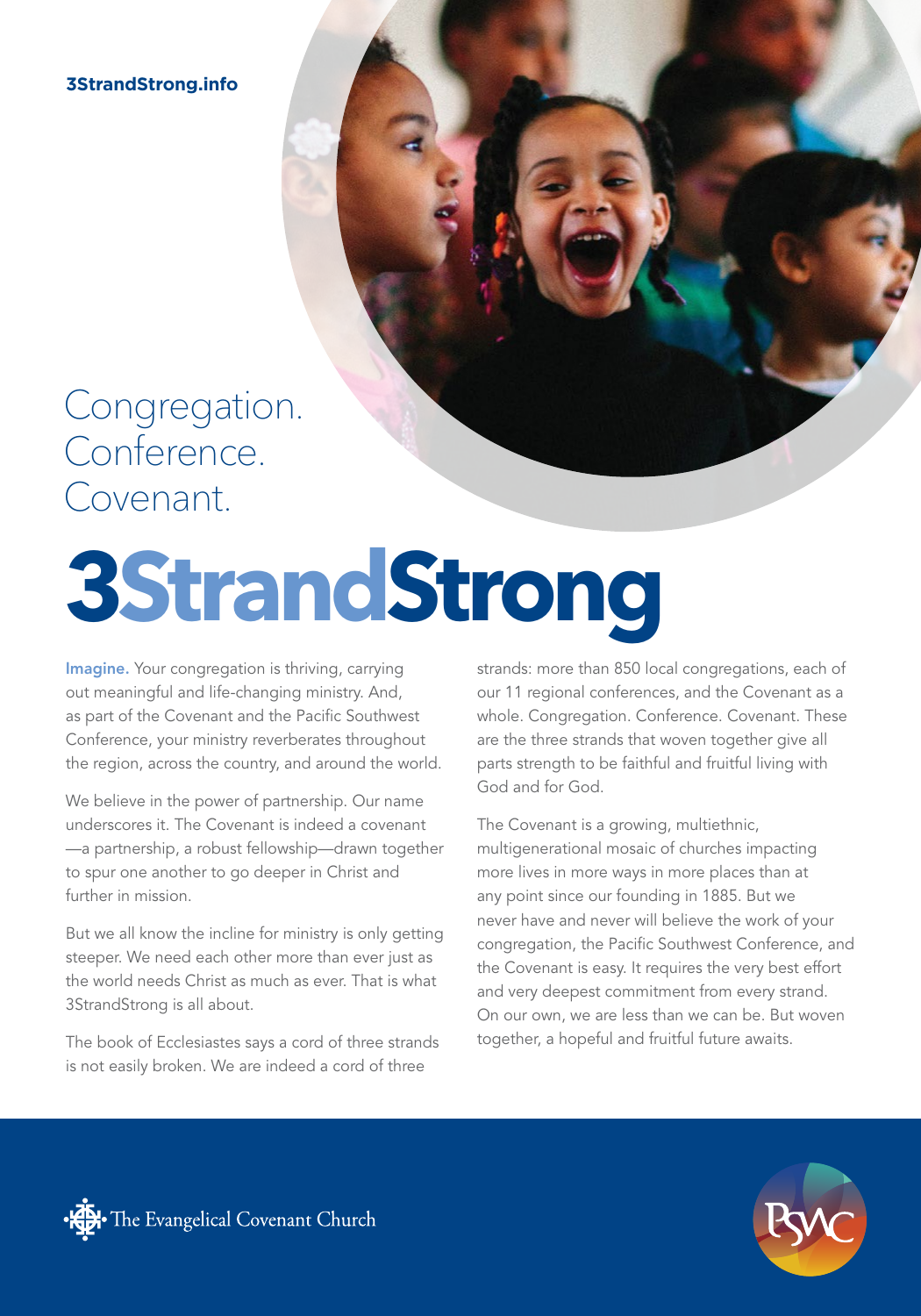**3StrandStrong.info**

Congregation.
Conference.
Covenant.

# 3StrandStrong

**Imagine.** Your congregation is thriving, carrying out meaningful and life-changing ministry. And, as part of the Covenant and the Pacific Southwest Conference, your ministry reverberates throughout the region, across the country, and around the world.

We believe in the power of partnership. Our name underscores it. The Covenant is indeed a covenant—a partnership, a robust fellowship—drawn together to spur one another to go deeper in Christ and further in mission.

But we all know the incline for ministry is only getting steeper. We need each other more than ever just as the world needs Christ as much as ever. That is what 3StrandStrong is all about.

The book of Ecclesiastes says a cord of three strands is not easily broken. We are indeed a cord of three strands: more than 850 local congregations, each of our 11 regional conferences, and the Covenant as a whole. Congregation. Conference. Covenant. These are the three strands that woven together give all parts strength to be faithful and fruitful living with God and for God.

The Covenant is a growing, multiethnic, multigenerational mosaic of churches impacting more lives in more ways in more places than at any point since our founding in 1885. But we never have and never will believe the work of your congregation, the Pacific Southwest Conference, and the Covenant is easy. It requires the very best effort and very deepest commitment from every strand. On our own, we are less than we can be. But woven together, a hopeful and fruitful future awaits.

The Evangelical Covenant Church

PSWC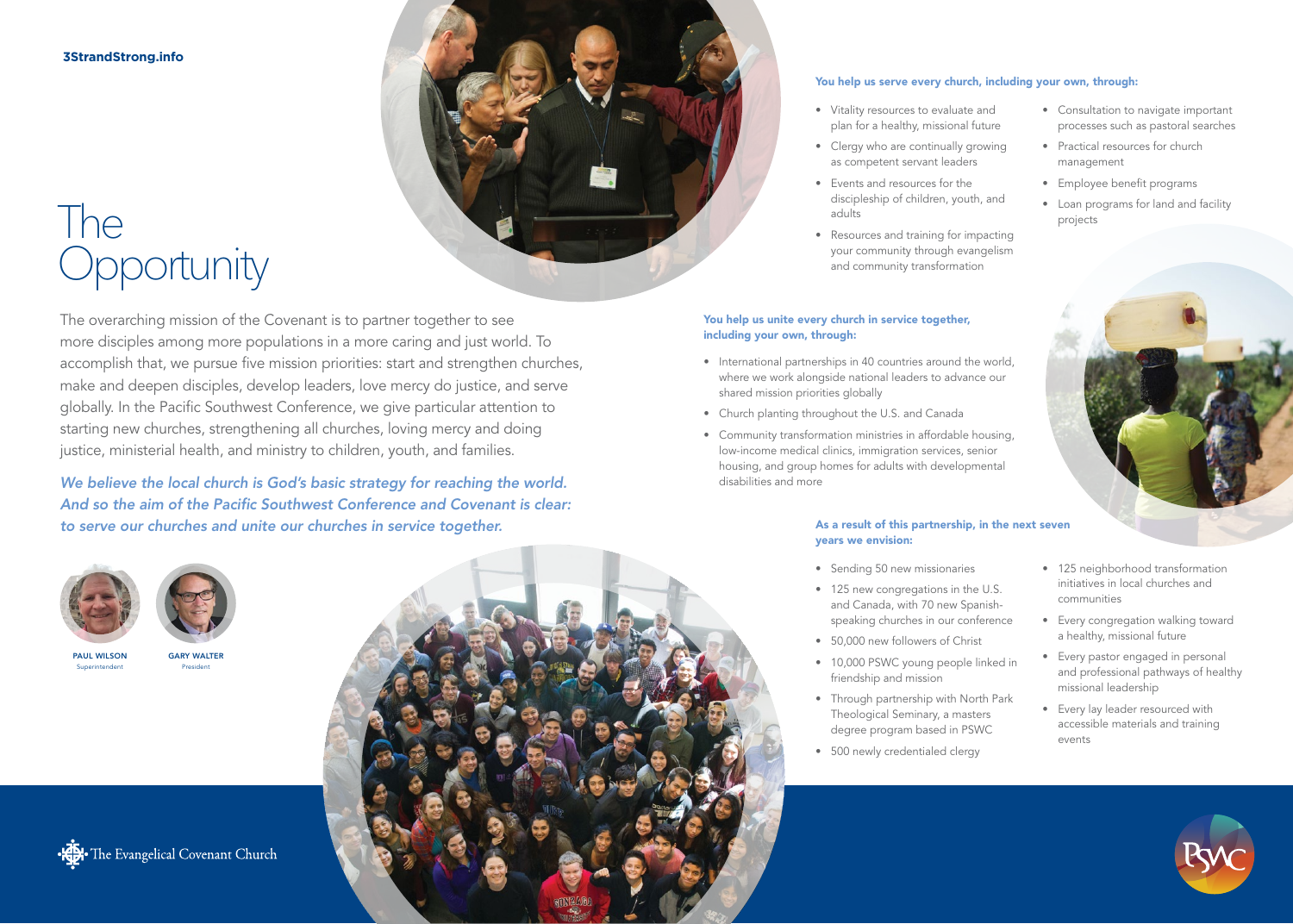3StrandStrong.info

# The Opportunity

The overarching mission of the Covenant is to partner together to see more disciples among more populations in a more caring and just world. To accomplish that, we pursue five mission priorities: start and strengthen churches, make and deepen disciples, develop leaders, love mercy do justice, and serve globally. In the Pacific Southwest Conference, we give particular attention to starting new churches, strengthening all churches, loving mercy and doing justice, ministerial health, and ministry to children, youth, and families.

*We believe the local church is God's basic strategy for reaching the world. And so the aim of the Pacific Southwest Conference and Covenant is clear: to serve our churches and unite our churches in service together.*

PAUL WILSON
Superintendent

GARY WALTER
President

**You help us serve every church, including your own, through:**

- Vitality resources to evaluate and plan for a healthy, missional future
- Clergy who are continually growing as competent servant leaders
- Events and resources for the discipleship of children, youth, and adults
- Resources and training for impacting your community through evangelism and community transformation
- Consultation to navigate important processes such as pastoral searches
- Practical resources for church management
- Employee benefit programs
- Loan programs for land and facility projects

**You help us unite every church in service together, including your own, through:**

- International partnerships in 40 countries around the world, where we work alongside national leaders to advance our shared mission priorities globally
- Church planting throughout the U.S. and Canada
- Community transformation ministries in affordable housing, low-income medical clinics, immigration services, senior housing, and group homes for adults with developmental disabilities and more

**As a result of this partnership, in the next seven years we envision:**

- Sending 50 new missionaries
- 125 new congregations in the U.S. and Canada, with 70 new Spanish-speaking churches in our conference
- 50,000 new followers of Christ
- 10,000 PSWC young people linked in friendship and mission
- Through partnership with North Park Theological Seminary, a masters degree program based in PSWC
- 500 newly credentialed clergy
- 125 neighborhood transformation initiatives in local churches and communities
- Every congregation walking toward a healthy, missional future
- Every pastor engaged in personal and professional pathways of healthy missional leadership
- Every lay leader resourced with accessible materials and training events

The Evangelical Covenant Church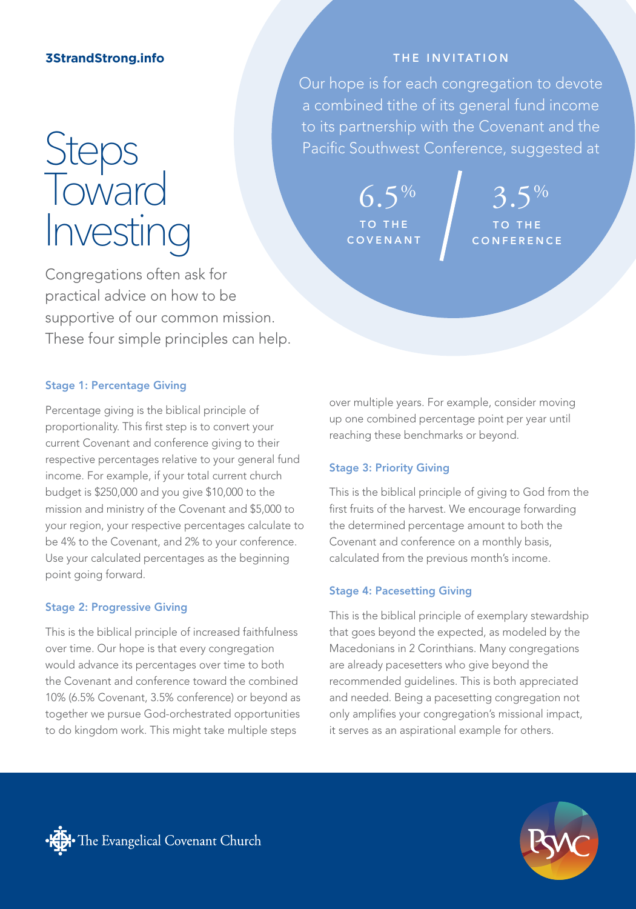**3StrandStrong.info**

# Steps Toward Investing

Congregations often ask for practical advice on how to be supportive of our common mission. These four simple principles can help.

### THE INVITATION

Our hope is for each congregation to devote a combined tithe of its general fund income to its partnership with the Covenant and the Pacific Southwest Conference, suggested at

**6.5%** TO THE COVENANT / **3.5%** TO THE CONFERENCE

### Stage 1: Percentage Giving

Percentage giving is the biblical principle of proportionality. This first step is to convert your current Covenant and conference giving to their respective percentages relative to your general fund income. For example, if your total current church budget is $250,000 and you give $10,000 to the mission and ministry of the Covenant and $5,000 to your region, your respective percentages calculate to be 4% to the Covenant, and 2% to your conference. Use your calculated percentages as the beginning point going forward.

### Stage 2: Progressive Giving

This is the biblical principle of increased faithfulness over time. Our hope is that every congregation would advance its percentages over time to both the Covenant and conference toward the combined 10% (6.5% Covenant, 3.5% conference) or beyond as together we pursue God-orchestrated opportunities to do kingdom work. This might take multiple steps over multiple years. For example, consider moving up one combined percentage point per year until reaching these benchmarks or beyond.

### Stage 3: Priority Giving

This is the biblical principle of giving to God from the first fruits of the harvest. We encourage forwarding the determined percentage amount to both the Covenant and conference on a monthly basis, calculated from the previous month's income.

### Stage 4: Pacesetting Giving

This is the biblical principle of exemplary stewardship that goes beyond the expected, as modeled by the Macedonians in 2 Corinthians. Many congregations are already pacesetters who give beyond the recommended guidelines. This is both appreciated and needed. Being a pacesetting congregation not only amplifies your congregation's missional impact, it serves as an aspirational example for others.

The Evangelical Covenant Church

PSWC